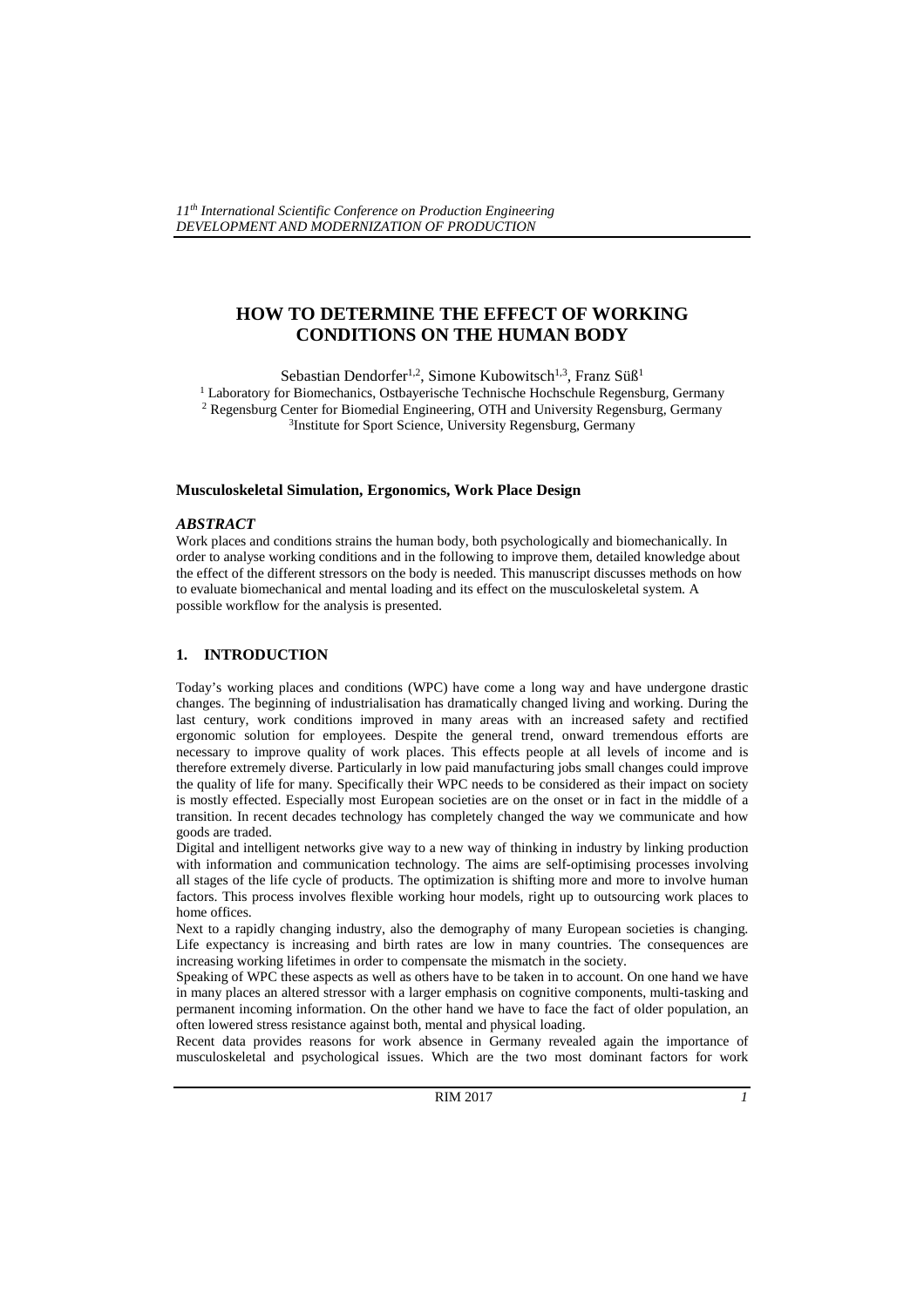# HOW TO DETERMINE THE EFFECT OF WORKING CONDITIONS ON THE HUMAN BODY

Sebastian Dendorfer[1,2], Simone Kubowitsch[1,3], Franz Süß[1]

[1] Laboratory for Biomechanics, Ostbayerische Technische Hochschule Regensburg, Germany
[2] Regensburg Center for Biomedial Engineering, OTH and University Regensburg, Germany
[3] Institute for Sport Science, University Regensburg, Germany

**Musculoskeletal Simulation, Ergonomics, Work Place Design**

***ABSTRACT***

Work places and conditions strains the human body, both psychologically and biomechanically. In order to analyse working conditions and in the following to improve them, detailed knowledge about the effect of the different stressors on the body is needed. This manuscript discusses methods on how to evaluate biomechanical and mental loading and its effect on the musculoskeletal system. A possible workflow for the analysis is presented.

## 1. INTRODUCTION

Today's working places and conditions (WPC) have come a long way and have undergone drastic changes. The beginning of industrialisation has dramatically changed living and working. During the last century, work conditions improved in many areas with an increased safety and rectified ergonomic solution for employees. Despite the general trend, onward tremendous efforts are necessary to improve quality of work places. This effects people at all levels of income and is therefore extremely diverse. Particularly in low paid manufacturing jobs small changes could improve the quality of life for many. Specifically their WPC needs to be considered as their impact on society is mostly effected. Especially most European societies are on the onset or in fact in the middle of a transition. In recent decades technology has completely changed the way we communicate and how goods are traded.

Digital and intelligent networks give way to a new way of thinking in industry by linking production with information and communication technology. The aims are self-optimising processes involving all stages of the life cycle of products. The optimization is shifting more and more to involve human factors. This process involves flexible working hour models, right up to outsourcing work places to home offices.

Next to a rapidly changing industry, also the demography of many European societies is changing. Life expectancy is increasing and birth rates are low in many countries. The consequences are increasing working lifetimes in order to compensate the mismatch in the society.

Speaking of WPC these aspects as well as others have to be taken in to account. On one hand we have in many places an altered stressor with a larger emphasis on cognitive components, multi-tasking and permanent incoming information. On the other hand we have to face the fact of older population, an often lowered stress resistance against both, mental and physical loading.

Recent data provides reasons for work absence in Germany revealed again the importance of musculoskeletal and psychological issues. Which are the two most dominant factors for work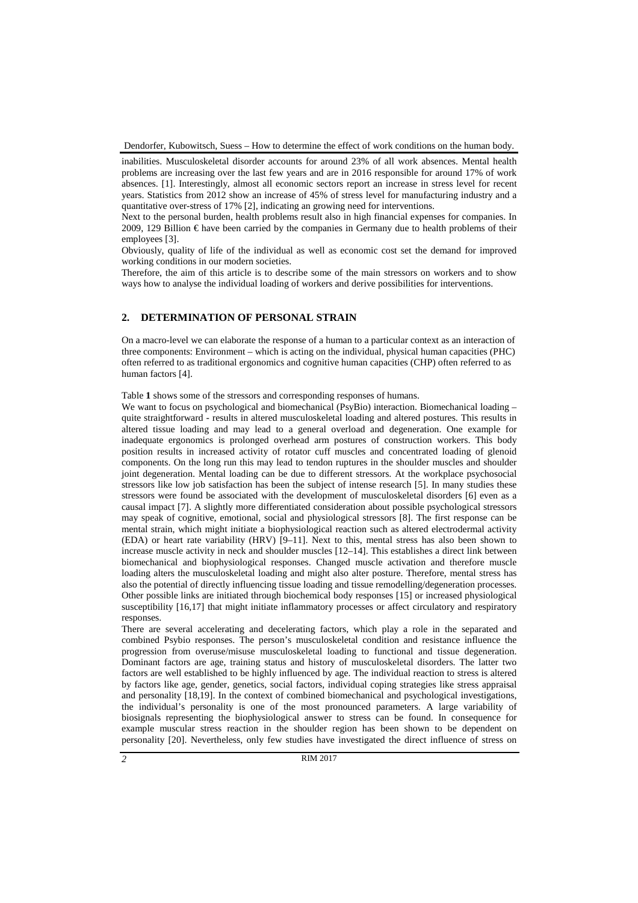inabilities. Musculoskeletal disorder accounts for around 23% of all work absences. Mental health problems are increasing over the last few years and are in 2016 responsible for around 17% of work absences. [1]. Interestingly, almost all economic sectors report an increase in stress level for recent years. Statistics from 2012 show an increase of 45% of stress level for manufacturing industry and a quantitative over-stress of 17% [2], indicating an growing need for interventions.

Next to the personal burden, health problems result also in high financial expenses for companies. In 2009, 129 Billion € have been carried by the companies in Germany due to health problems of their employees [3].

Obviously, quality of life of the individual as well as economic cost set the demand for improved working conditions in our modern societies.

Therefore, the aim of this article is to describe some of the main stressors on workers and to show ways how to analyse the individual loading of workers and derive possibilities for interventions.

## 2. DETERMINATION OF PERSONAL STRAIN

On a macro-level we can elaborate the response of a human to a particular context as an interaction of three components: Environment – which is acting on the individual, physical human capacities (PHC) often referred to as traditional ergonomics and cognitive human capacities (CHP) often referred to as human factors [4].

Table **1** shows some of the stressors and corresponding responses of humans.

We want to focus on psychological and biomechanical (PsyBio) interaction. Biomechanical loading – quite straightforward - results in altered musculoskeletal loading and altered postures. This results in altered tissue loading and may lead to a general overload and degeneration. One example for inadequate ergonomics is prolonged overhead arm postures of construction workers. This body position results in increased activity of rotator cuff muscles and concentrated loading of glenoid components. On the long run this may lead to tendon ruptures in the shoulder muscles and shoulder joint degeneration. Mental loading can be due to different stressors. At the workplace psychosocial stressors like low job satisfaction has been the subject of intense research [5]. In many studies these stressors were found be associated with the development of musculoskeletal disorders [6] even as a causal impact [7]. A slightly more differentiated consideration about possible psychological stressors may speak of cognitive, emotional, social and physiological stressors [8]. The first response can be mental strain, which might initiate a biophysiological reaction such as altered electrodermal activity (EDA) or heart rate variability (HRV) [9–11]. Next to this, mental stress has also been shown to increase muscle activity in neck and shoulder muscles [12–14]. This establishes a direct link between biomechanical and biophysiological responses. Changed muscle activation and therefore muscle loading alters the musculoskeletal loading and might also alter posture. Therefore, mental stress has also the potential of directly influencing tissue loading and tissue remodelling/degeneration processes. Other possible links are initiated through biochemical body responses [15] or increased physiological susceptibility [16,17] that might initiate inflammatory processes or affect circulatory and respiratory responses.

There are several accelerating and decelerating factors, which play a role in the separated and combined Psybio responses. The person's musculoskeletal condition and resistance influence the progression from overuse/misuse musculoskeletal loading to functional and tissue degeneration. Dominant factors are age, training status and history of musculoskeletal disorders. The latter two factors are well established to be highly influenced by age. The individual reaction to stress is altered by factors like age, gender, genetics, social factors, individual coping strategies like stress appraisal and personality [18,19]. In the context of combined biomechanical and psychological investigations, the individual's personality is one of the most pronounced parameters. A large variability of biosignals representing the biophysiological answer to stress can be found. In consequence for example muscular stress reaction in the shoulder region has been shown to be dependent on personality [20]. Nevertheless, only few studies have investigated the direct influence of stress on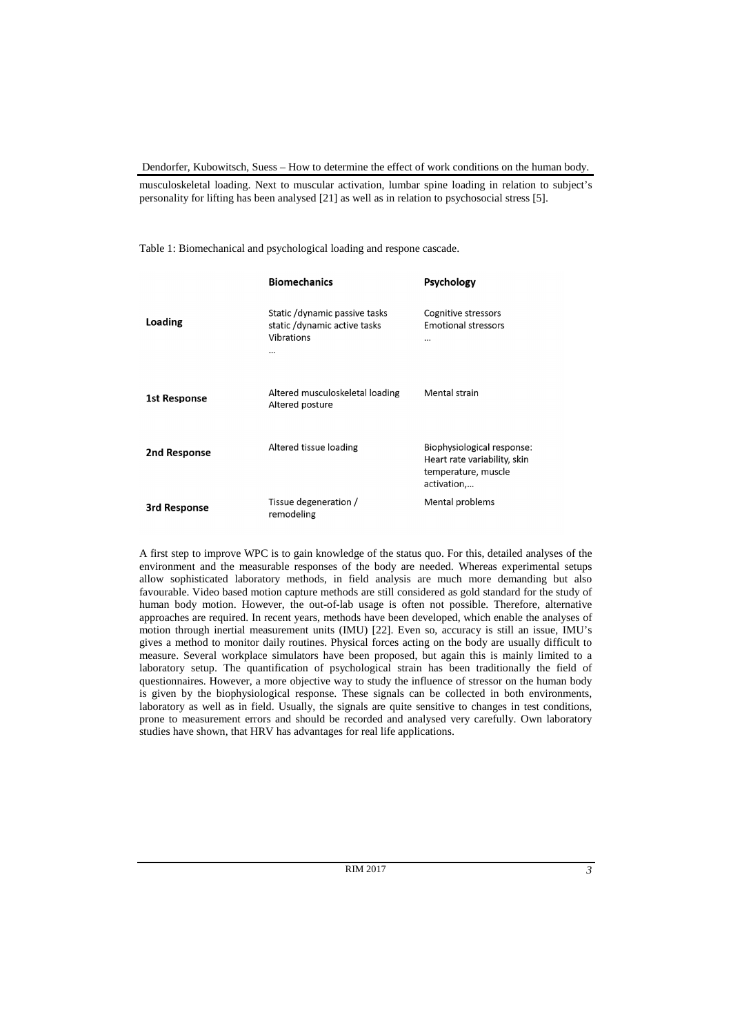musculoskeletal loading. Next to muscular activation, lumbar spine loading in relation to subject's personality for lifting has been analysed [21] as well as in relation to psychosocial stress [5].

Table 1: Biomechanical and psychological loading and respone cascade.

| | Biomechanics | Psychology |
|---|---|---|
| **Loading** | Static /dynamic passive tasks<br>static /dynamic active tasks<br>Vibrations<br>… | Cognitive stressors<br>Emotional stressors<br>… |
| **1st Response** | Altered musculoskeletal loading<br>Altered posture | Mental strain |
| **2nd Response** | Altered tissue loading | Biophysiological response:<br>Heart rate variability, skin temperature, muscle activation,… |
| **3rd Response** | Tissue degeneration / remodeling | Mental problems |

A first step to improve WPC is to gain knowledge of the status quo. For this, detailed analyses of the environment and the measurable responses of the body are needed. Whereas experimental setups allow sophisticated laboratory methods, in field analysis are much more demanding but also favourable. Video based motion capture methods are still considered as gold standard for the study of human body motion. However, the out-of-lab usage is often not possible. Therefore, alternative approaches are required. In recent years, methods have been developed, which enable the analyses of motion through inertial measurement units (IMU) [22]. Even so, accuracy is still an issue, IMU's gives a method to monitor daily routines. Physical forces acting on the body are usually difficult to measure. Several workplace simulators have been proposed, but again this is mainly limited to a laboratory setup. The quantification of psychological strain has been traditionally the field of questionnaires. However, a more objective way to study the influence of stressor on the human body is given by the biophysiological response. These signals can be collected in both environments, laboratory as well as in field. Usually, the signals are quite sensitive to changes in test conditions, prone to measurement errors and should be recorded and analysed very carefully. Own laboratory studies have shown, that HRV has advantages for real life applications.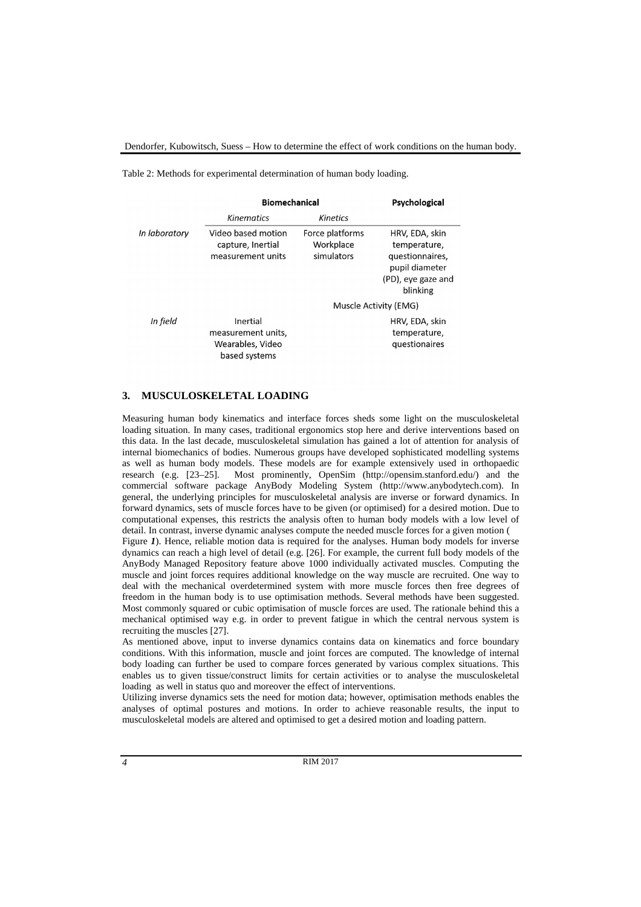Table 2: Methods for experimental determination of human body loading.

| | Biomechanical | | Psychological |
|---|---|---|---|
| | *Kinematics* | *Kinetics* | |
| *In laboratory* | Video based motion capture, Inertial measurement units | Force platforms Workplace simulators | HRV, EDA, skin temperature, questionnaires, pupil diameter (PD), eye gaze and blinking |
| | | Muscle Activity (EMG) | |
| *In field* | Inertial measurement units, Wearables, Video based systems | | HRV, EDA, skin temperature, questionaires |

## 3. MUSCULOSKELETAL LOADING

Measuring human body kinematics and interface forces sheds some light on the musculoskeletal loading situation. In many cases, traditional ergonomics stop here and derive interventions based on this data. In the last decade, musculoskeletal simulation has gained a lot of attention for analysis of internal biomechanics of bodies. Numerous groups have developed sophisticated modelling systems as well as human body models. These models are for example extensively used in orthopaedic research (e.g. [23–25]. Most prominently, OpenSim (http://opensim.stanford.edu/) and the commercial software package AnyBody Modeling System (http://www.anybodytech.com). In general, the underlying principles for musculoskeletal analysis are inverse or forward dynamics. In forward dynamics, sets of muscle forces have to be given (or optimised) for a desired motion. Due to computational expenses, this restricts the analysis often to human body models with a low level of detail. In contrast, inverse dynamic analyses compute the needed muscle forces for a given motion (Figure *1*). Hence, reliable motion data is required for the analyses. Human body models for inverse dynamics can reach a high level of detail (e.g. [26]. For example, the current full body models of the AnyBody Managed Repository feature above 1000 individually activated muscles. Computing the muscle and joint forces requires additional knowledge on the way muscle are recruited. One way to deal with the mechanical overdetermined system with more muscle forces then free degrees of freedom in the human body is to use optimisation methods. Several methods have been suggested. Most commonly squared or cubic optimisation of muscle forces are used. The rationale behind this a mechanical optimised way e.g. in order to prevent fatigue in which the central nervous system is recruiting the muscles [27].

As mentioned above, input to inverse dynamics contains data on kinematics and force boundary conditions. With this information, muscle and joint forces are computed. The knowledge of internal body loading can further be used to compare forces generated by various complex situations. This enables us to given tissue/construct limits for certain activities or to analyse the musculoskeletal loading as well in status quo and moreover the effect of interventions.

Utilizing inverse dynamics sets the need for motion data; however, optimisation methods enables the analyses of optimal postures and motions. In order to achieve reasonable results, the input to musculoskeletal models are altered and optimised to get a desired motion and loading pattern.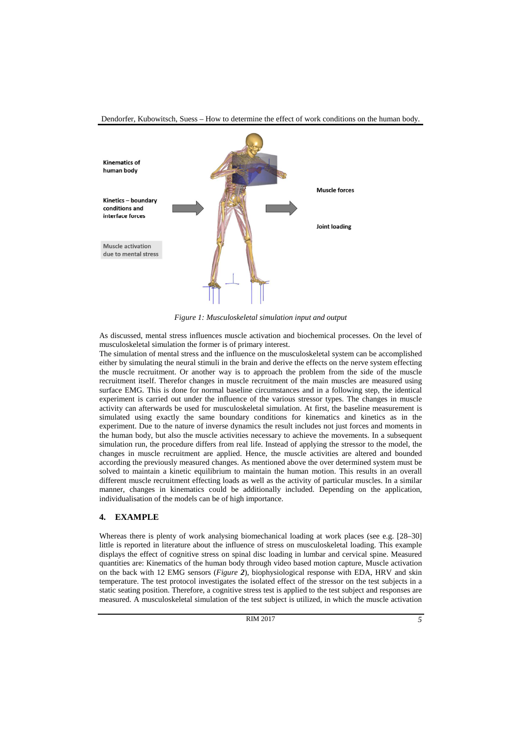Kinematics of human body

Kinetics – boundary conditions and interface forces

Muscle activation due to mental stress

Muscle forces

Joint loading

*Figure 1: Musculoskeletal simulation input and output*

As discussed, mental stress influences muscle activation and biochemical processes. On the level of musculoskeletal simulation the former is of primary interest.
The simulation of mental stress and the influence on the musculoskeletal system can be accomplished either by simulating the neural stimuli in the brain and derive the effects on the nerve system effecting the muscle recruitment. Or another way is to approach the problem from the side of the muscle recruitment itself. Therefor changes in muscle recruitment of the main muscles are measured using surface EMG. This is done for normal baseline circumstances and in a following step, the identical experiment is carried out under the influence of the various stressor types. The changes in muscle activity can afterwards be used for musculoskeletal simulation. At first, the baseline measurement is simulated using exactly the same boundary conditions for kinematics and kinetics as in the experiment. Due to the nature of inverse dynamics the result includes not just forces and moments in the human body, but also the muscle activities necessary to achieve the movements. In a subsequent simulation run, the procedure differs from real life. Instead of applying the stressor to the model, the changes in muscle recruitment are applied. Hence, the muscle activities are altered and bounded according the previously measured changes. As mentioned above the over determined system must be solved to maintain a kinetic equilibrium to maintain the human motion. This results in an overall different muscle recruitment effecting loads as well as the activity of particular muscles. In a similar manner, changes in kinematics could be additionally included. Depending on the application, individualisation of the models can be of high importance.

## 4. EXAMPLE

Whereas there is plenty of work analysing biomechanical loading at work places (see e.g. [28–30] little is reported in literature about the influence of stress on musculoskeletal loading. This example displays the effect of cognitive stress on spinal disc loading in lumbar and cervical spine. Measured quantities are: Kinematics of the human body through video based motion capture, Muscle activation on the back with 12 EMG sensors (*Figure **2***), biophysiological response with EDA, HRV and skin temperature. The test protocol investigates the isolated effect of the stressor on the test subjects in a static seating position. Therefore, a cognitive stress test is applied to the test subject and responses are measured. A musculoskeletal simulation of the test subject is utilized, in which the muscle activation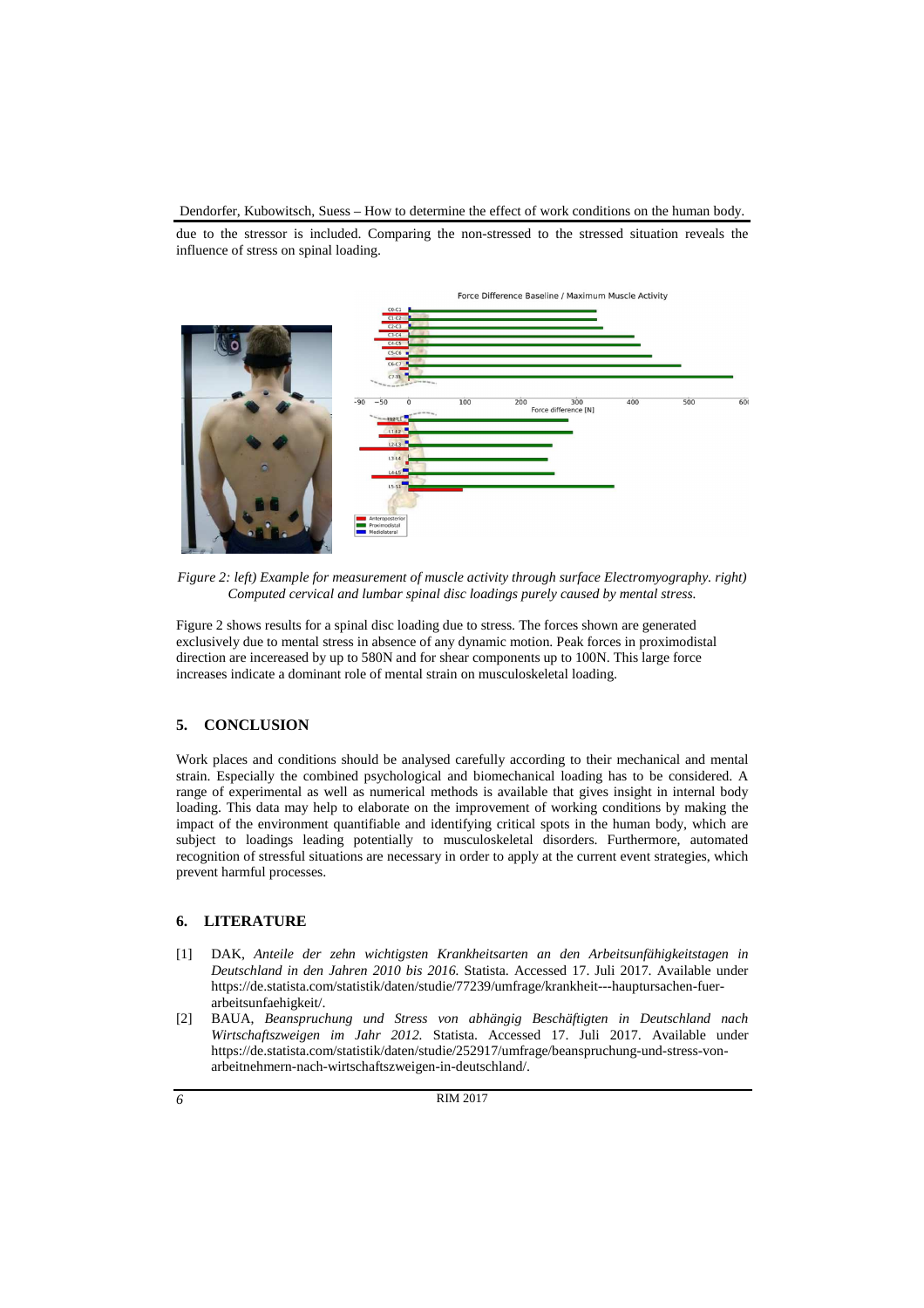due to the stressor is included. Comparing the non-stressed to the stressed situation reveals the influence of stress on spinal loading.

*Figure 2: left) Example for measurement of muscle activity through surface Electromyography. right) Computed cervical and lumbar spinal disc loadings purely caused by mental stress.*

Figure 2 shows results for a spinal disc loading due to stress. The forces shown are generated exclusively due to mental stress in absence of any dynamic motion. Peak forces in proximodistal direction are incereased by up to 580N and for shear components up to 100N. This large force increases indicate a dominant role of mental strain on musculoskeletal loading.

## 5. CONCLUSION

Work places and conditions should be analysed carefully according to their mechanical and mental strain. Especially the combined psychological and biomechanical loading has to be considered. A range of experimental as well as numerical methods is available that gives insight in internal body loading. This data may help to elaborate on the improvement of working conditions by making the impact of the environment quantifiable and identifying critical spots in the human body, which are subject to loadings leading potentially to musculoskeletal disorders. Furthermore, automated recognition of stressful situations are necessary in order to apply at the current event strategies, which prevent harmful processes.

## 6. LITERATURE

[1] DAK, *Anteile der zehn wichtigsten Krankheitsarten an den Arbeitsunfähigkeitstagen in Deutschland in den Jahren 2010 bis 2016.* Statista. Accessed 17. Juli 2017. Available under https://de.statista.com/statistik/daten/studie/77239/umfrage/krankheit---hauptursachen-fuer-arbeitsunfaehigkeit/.

[2] BAUA, *Beanspruchung und Stress von abhängig Beschäftigten in Deutschland nach Wirtschaftszweigen im Jahr 2012.* Statista. Accessed 17. Juli 2017. Available under https://de.statista.com/statistik/daten/studie/252917/umfrage/beanspruchung-und-stress-von-arbeitnehmern-nach-wirtschaftszweigen-in-deutschland/.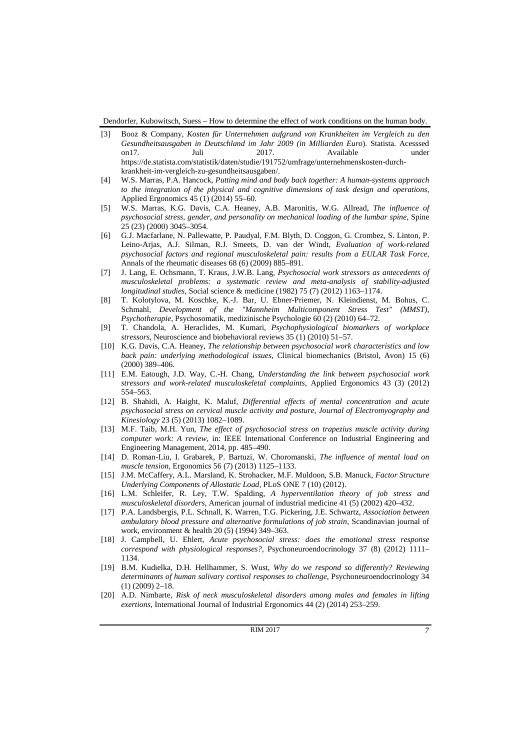[3] Booz & Company, *Kosten für Unternehmen aufgrund von Krankheiten im Vergleich zu den Gesundheitsausgaben in Deutschland im Jahr 2009 (in Milliarden Euro*). Statista. Acesssed on17. Juli 2017. Available under https://de.statista.com/statistik/daten/studie/191752/umfrage/unternehmenskosten-durch-krankheit-im-vergleich-zu-gesundheitsausgaben/.

[4] W.S. Marras, P.A. Hancock, *Putting mind and body back together: A human-systems approach to the integration of the physical and cognitive dimensions of task design and operations*, Applied Ergonomics 45 (1) (2014) 55–60.

[5] W.S. Marras, K.G. Davis, C.A. Heaney, A.B. Maronitis, W.G. Allread, *The influence of psychosocial stress, gender, and personality on mechanical loading of the lumbar spine*, Spine 25 (23) (2000) 3045–3054.

[6] G.J. Macfarlane, N. Pallewatte, P. Paudyal, F.M. Blyth, D. Coggon, G. Crombez, S. Linton, P. Leino-Arjas, A.J. Silman, R.J. Smeets, D. van der Windt, *Evaluation of work-related psychosocial factors and regional musculoskeletal pain: results from a EULAR Task Force*, Annals of the rheumatic diseases 68 (6) (2009) 885–891.

[7] J. Lang, E. Ochsmann, T. Kraus, J.W.B. Lang, *Psychosocial work stressors as antecedents of musculoskeletal problems: a systematic review and meta-analysis of stability-adjusted longitudinal studies*, Social science & medicine (1982) 75 (7) (2012) 1163–1174.

[8] T. Kolotylova, M. Koschke, K.-J. Bar, U. Ebner-Priemer, N. Kleindienst, M. Bohus, C. Schmahl, *Development of the "Mannheim Multicomponent Stress Test" (MMST), Psychotherapie*, Psychosomatik, medizinische Psychologie 60 (2) (2010) 64–72.

[9] T. Chandola, A. Heraclides, M. Kumari, *Psychophysiological biomarkers of workplace stressors*, Neuroscience and biobehavioral reviews 35 (1) (2010) 51–57.

[10] K.G. Davis, C.A. Heaney, *The relationship between psychosocial work characteristics and low back pain: underlying methodological issues*, Clinical biomechanics (Bristol, Avon) 15 (6) (2000) 389–406.

[11] E.M. Eatough, J.D. Way, C.-H. Chang, *Understanding the link between psychosocial work stressors and work-related musculoskeletal complaints*, Applied Ergonomics 43 (3) (2012) 554–563.

[12] B. Shahidi, A. Haight, K. Maluf, *Differential effects of mental concentration and acute psychosocial stress on cervical muscle activity and posture, Journal of Electromyography and Kinesiology* 23 (5) (2013) 1082–1089.

[13] M.F. Taib, M.H. Yun, *The effect of psychosocial stress on trapezius muscle activity during computer work: A review*, in: IEEE International Conference on Industrial Engineering and Engineering Management, 2014, pp. 485–490.

[14] D. Roman-Liu, I. Grabarek, P. Bartuzi, W. Choromanski, *The influence of mental load on muscle tension*, Ergonomics 56 (7) (2013) 1125–1133.

[15] J.M. McCaffery, A.L. Marsland, K. Strohacker, M.F. Muldoon, S.B. Manuck, *Factor Structure Underlying Components of Allostatic Load*, PLoS ONE 7 (10) (2012).

[16] L.M. Schleifer, R. Ley, T.W. Spalding, *A hyperventilation theory of job stress and musculoskeletal disorders*, American journal of industrial medicine 41 (5) (2002) 420–432.

[17] P.A. Landsbergis, P.L. Schnall, K. Warren, T.G. Pickering, J.E. Schwartz, *Association between ambulatory blood pressure and alternative formulations of job strain*, Scandinavian journal of work, environment & health 20 (5) (1994) 349–363.

[18] J. Campbell, U. Ehlert, *Acute psychosocial stress: does the emotional stress response correspond with physiological responses?*, Psychoneuroendocrinology 37 (8) (2012) 1111–1134.

[19] B.M. Kudielka, D.H. Hellhammer, S. Wust, *Why do we respond so differently? Reviewing determinants of human salivary cortisol responses to challenge*, Psychoneuroendocrinology 34 (1) (2009) 2–18.

[20] A.D. Nimbarte, *Risk of neck musculoskeletal disorders among males and females in lifting exertions*, International Journal of Industrial Ergonomics 44 (2) (2014) 253–259.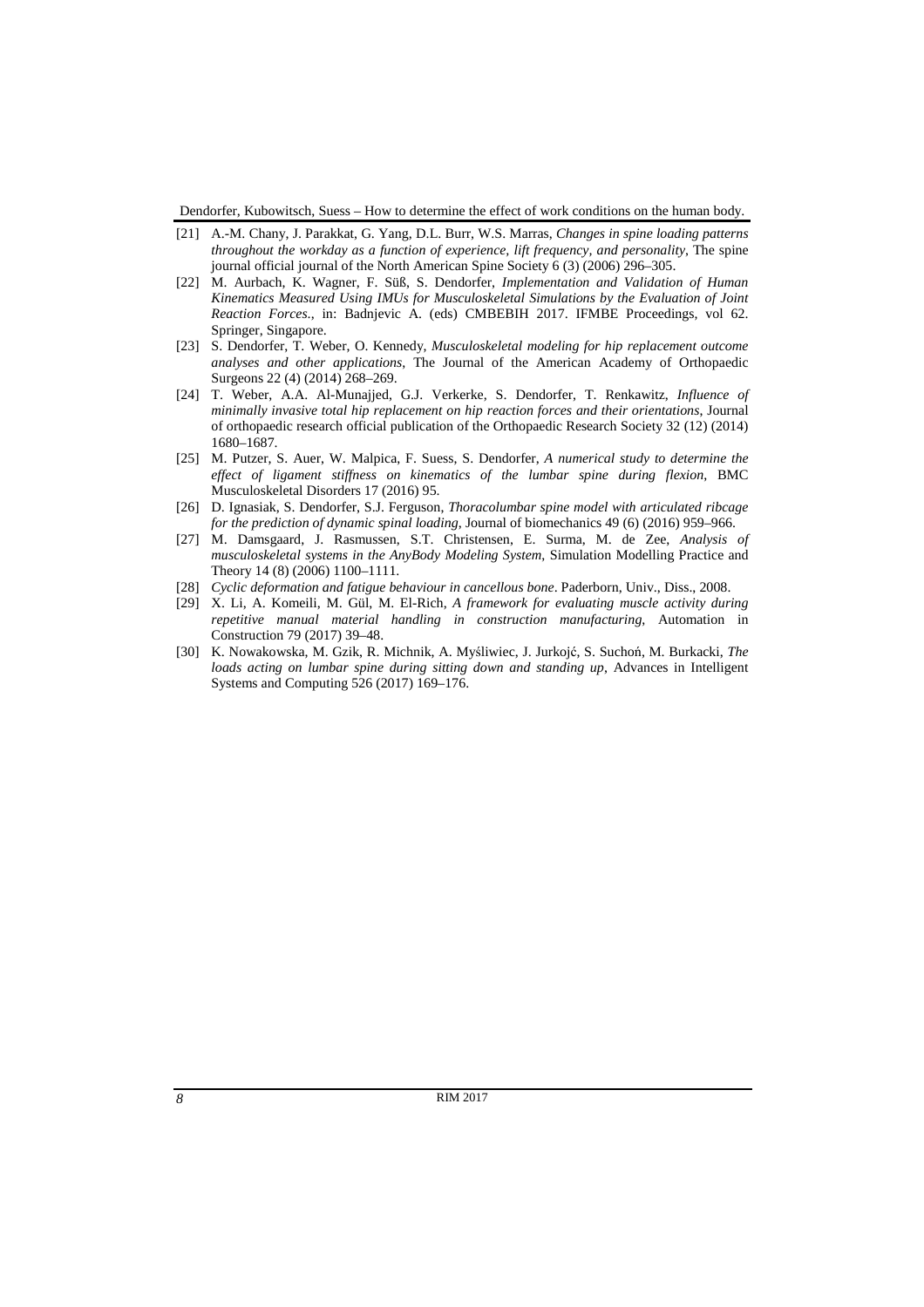[21] A.-M. Chany, J. Parakkat, G. Yang, D.L. Burr, W.S. Marras, *Changes in spine loading patterns throughout the workday as a function of experience, lift frequency, and personality*, The spine journal official journal of the North American Spine Society 6 (3) (2006) 296–305.

[22] M. Aurbach, K. Wagner, F. Süß, S. Dendorfer, *Implementation and Validation of Human Kinematics Measured Using IMUs for Musculoskeletal Simulations by the Evaluation of Joint Reaction Forces.*, in: Badnjevic A. (eds) CMBEBIH 2017. IFMBE Proceedings, vol 62. Springer, Singapore.

[23] S. Dendorfer, T. Weber, O. Kennedy, *Musculoskeletal modeling for hip replacement outcome analyses and other applications*, The Journal of the American Academy of Orthopaedic Surgeons 22 (4) (2014) 268–269.

[24] T. Weber, A.A. Al-Munajjed, G.J. Verkerke, S. Dendorfer, T. Renkawitz, *Influence of minimally invasive total hip replacement on hip reaction forces and their orientations*, Journal of orthopaedic research official publication of the Orthopaedic Research Society 32 (12) (2014) 1680–1687.

[25] M. Putzer, S. Auer, W. Malpica, F. Suess, S. Dendorfer, *A numerical study to determine the effect of ligament stiffness on kinematics of the lumbar spine during flexion*, BMC Musculoskeletal Disorders 17 (2016) 95.

[26] D. Ignasiak, S. Dendorfer, S.J. Ferguson, *Thoracolumbar spine model with articulated ribcage for the prediction of dynamic spinal loading*, Journal of biomechanics 49 (6) (2016) 959–966.

[27] M. Damsgaard, J. Rasmussen, S.T. Christensen, E. Surma, M. de Zee, *Analysis of musculoskeletal systems in the AnyBody Modeling System*, Simulation Modelling Practice and Theory 14 (8) (2006) 1100–1111.

[28] *Cyclic deformation and fatigue behaviour in cancellous bone*. Paderborn, Univ., Diss., 2008.

[29] X. Li, A. Komeili, M. Gül, M. El-Rich, *A framework for evaluating muscle activity during repetitive manual material handling in construction manufacturing*, Automation in Construction 79 (2017) 39–48.

[30] K. Nowakowska, M. Gzik, R. Michnik, A. Myśliwiec, J. Jurkojć, S. Suchoń, M. Burkacki, *The loads acting on lumbar spine during sitting down and standing up*, Advances in Intelligent Systems and Computing 526 (2017) 169–176.